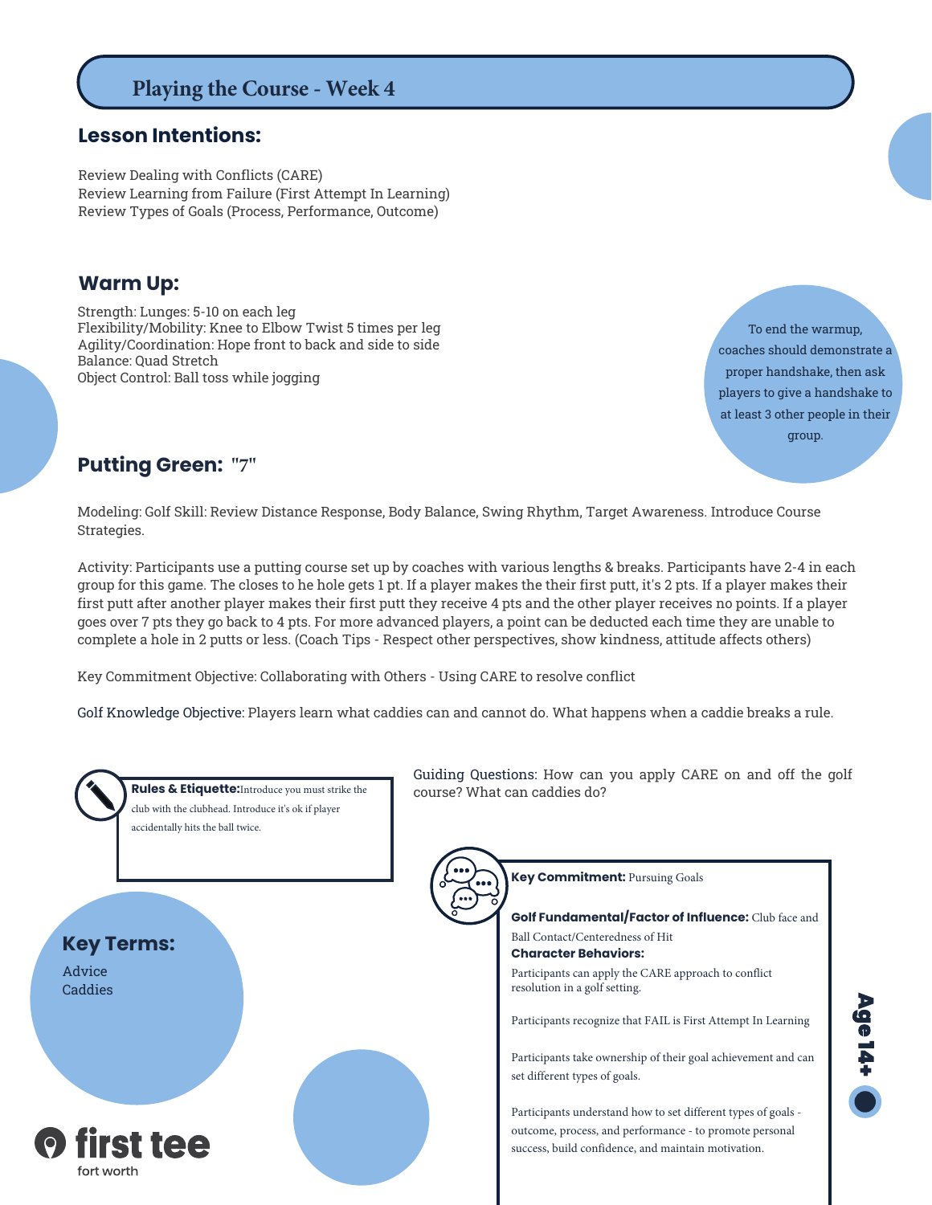# Playing the Course - Week 4

## Lesson Intentions:

Review Dealing with Conflicts (CARE)
Review Learning from Failure (First Attempt In Learning)
Review Types of Goals (Process, Performance, Outcome)

## Warm Up:

Strength: Lunges: 5-10 on each leg
Flexibility/Mobility: Knee to Elbow Twist 5 times per leg
Agility/Coordination: Hope front to back and side to side
Balance: Quad Stretch
Object Control: Ball toss while jogging

To end the warmup, coaches should demonstrate a proper handshake, then ask players to give a handshake to at least 3 other people in their group.

## Putting Green: "7"

Modeling: Golf Skill: Review Distance Response, Body Balance, Swing Rhythm, Target Awareness. Introduce Course Strategies.

Activity: Participants use a putting course set up by coaches with various lengths & breaks. Participants have 2-4 in each group for this game. The closes to he hole gets 1 pt. If a player makes the their first putt, it's 2 pts. If a player makes their first putt after another player makes their first putt they receive 4 pts and the other player receives no points. If a player goes over 7 pts they go back to 4 pts. For more advanced players, a point can be deducted each time they are unable to complete a hole in 2 putts or less. (Coach Tips - Respect other perspectives, show kindness, attitude affects others)

Key Commitment Objective: Collaborating with Others - Using CARE to resolve conflict

Golf Knowledge Objective: Players learn what caddies can and cannot do. What happens when a caddie breaks a rule.

**Rules & Etiquette:** Introduce you must strike the club with the clubhead. Introduce it's ok if player accidentally hits the ball twice.

Guiding Questions: How can you apply CARE on and off the golf course? What can caddies do?

## Key Terms:

Advice
Caddies

**Key Commitment:** Pursuing Goals

**Golf Fundamental/Factor of Influence:** Club face and Ball Contact/Centeredness of Hit

**Character Behaviors:**

Participants can apply the CARE approach to conflict resolution in a golf setting.

Participants recognize that FAIL is First Attempt In Learning

Participants take ownership of their goal achievement and can set different types of goals.

Participants understand how to set different types of goals - outcome, process, and performance - to promote personal success, build confidence, and maintain motivation.

Age 14+

first tee
fort worth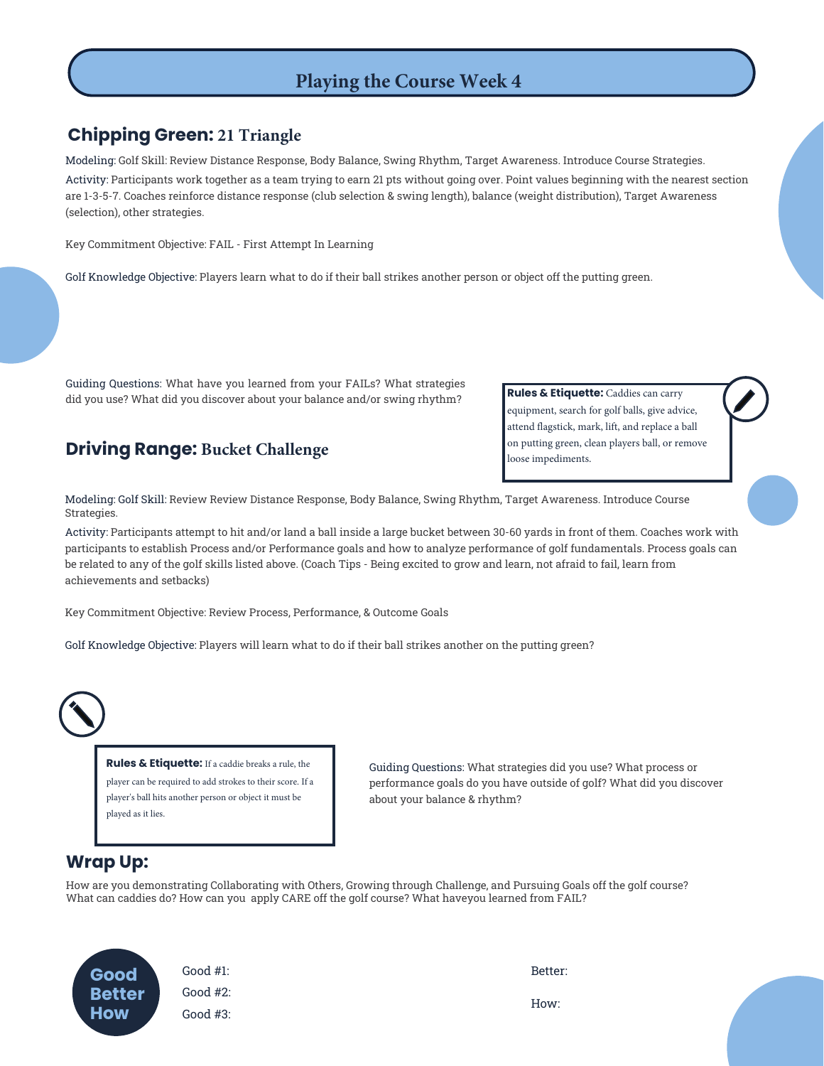# Playing the Course Week 4

## Chipping Green: 21 Triangle

Modeling: Golf Skill: Review Distance Response, Body Balance, Swing Rhythm, Target Awareness. Introduce Course Strategies.

Activity: Participants work together as a team trying to earn 21 pts without going over. Point values beginning with the nearest section are 1-3-5-7. Coaches reinforce distance response (club selection & swing length), balance (weight distribution), Target Awareness (selection), other strategies.

Key Commitment Objective: FAIL - First Attempt In Learning

Golf Knowledge Objective: Players learn what to do if their ball strikes another person or object off the putting green.

Guiding Questions: What have you learned from your FAILs? What strategies did you use? What did you discover about your balance and/or swing rhythm?

**Rules & Etiquette:** Caddies can carry equipment, search for golf balls, give advice, attend flagstick, mark, lift, and replace a ball on putting green, clean players ball, or remove loose impediments.

## Driving Range: Bucket Challenge

Modeling: Golf Skill: Review Review Distance Response, Body Balance, Swing Rhythm, Target Awareness. Introduce Course Strategies.

Activity: Participants attempt to hit and/or land a ball inside a large bucket between 30-60 yards in front of them. Coaches work with participants to establish Process and/or Performance goals and how to analyze performance of golf fundamentals. Process goals can be related to any of the golf skills listed above. (Coach Tips - Being excited to grow and learn, not afraid to fail, learn from achievements and setbacks)

Key Commitment Objective: Review Process, Performance, & Outcome Goals

Golf Knowledge Objective: Players will learn what to do if their ball strikes another on the putting green?

**Rules & Etiquette:** If a caddie breaks a rule, the player can be required to add strokes to their score. If a player's ball hits another person or object it must be played as it lies.

Guiding Questions: What strategies did you use? What process or performance goals do you have outside of golf? What did you discover about your balance & rhythm?

## Wrap Up:

How are you demonstrating Collaborating with Others, Growing through Challenge, and Pursuing Goals off the golf course? What can caddies do? How can you apply CARE off the golf course? What haveyou learned from FAIL?

**Good Better How**

Good #1:

Good #2:

Good #3:

Better:

How: